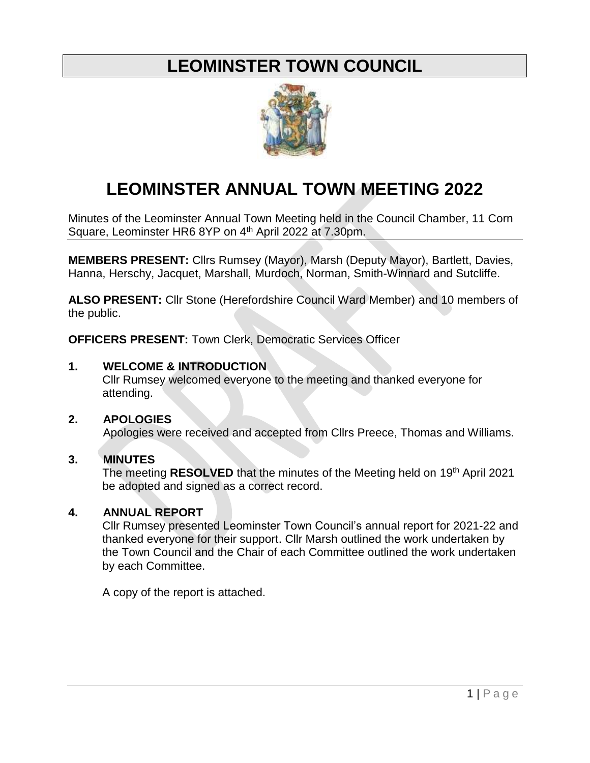# LEOMINSTER TOWN COUNCIL

# LEOMINSTER ANNUAL TOWN MEETING 2022

Minutes of the Leominster Annual Town Meeting held in the Council Chamber, 11 Corn Square, Leominster HR6 8YP on 4th April 2022 at 7.30pm.

**MEMBERS PRESENT:** Cllrs Rumsey (Mayor), Marsh (Deputy Mayor), Bartlett, Davies, Hanna, Herschy, Jacquet, Marshall, Murdoch, Norman, Smith-Winnard and Sutcliffe.

**ALSO PRESENT:** Cllr Stone (Herefordshire Council Ward Member) and 10 members of the public.

**OFFICERS PRESENT:** Town Clerk, Democratic Services Officer

**1. WELCOME & INTRODUCTION**

Cllr Rumsey welcomed everyone to the meeting and thanked everyone for attending.

**2. APOLOGIES**

Apologies were received and accepted from Cllrs Preece, Thomas and Williams.

**3. MINUTES**

The meeting **RESOLVED** that the minutes of the Meeting held on 19th April 2021 be adopted and signed as a correct record.

**4. ANNUAL REPORT**

Cllr Rumsey presented Leominster Town Council's annual report for 2021-22 and thanked everyone for their support. Cllr Marsh outlined the work undertaken by the Town Council and the Chair of each Committee outlined the work undertaken by each Committee.

A copy of the report is attached.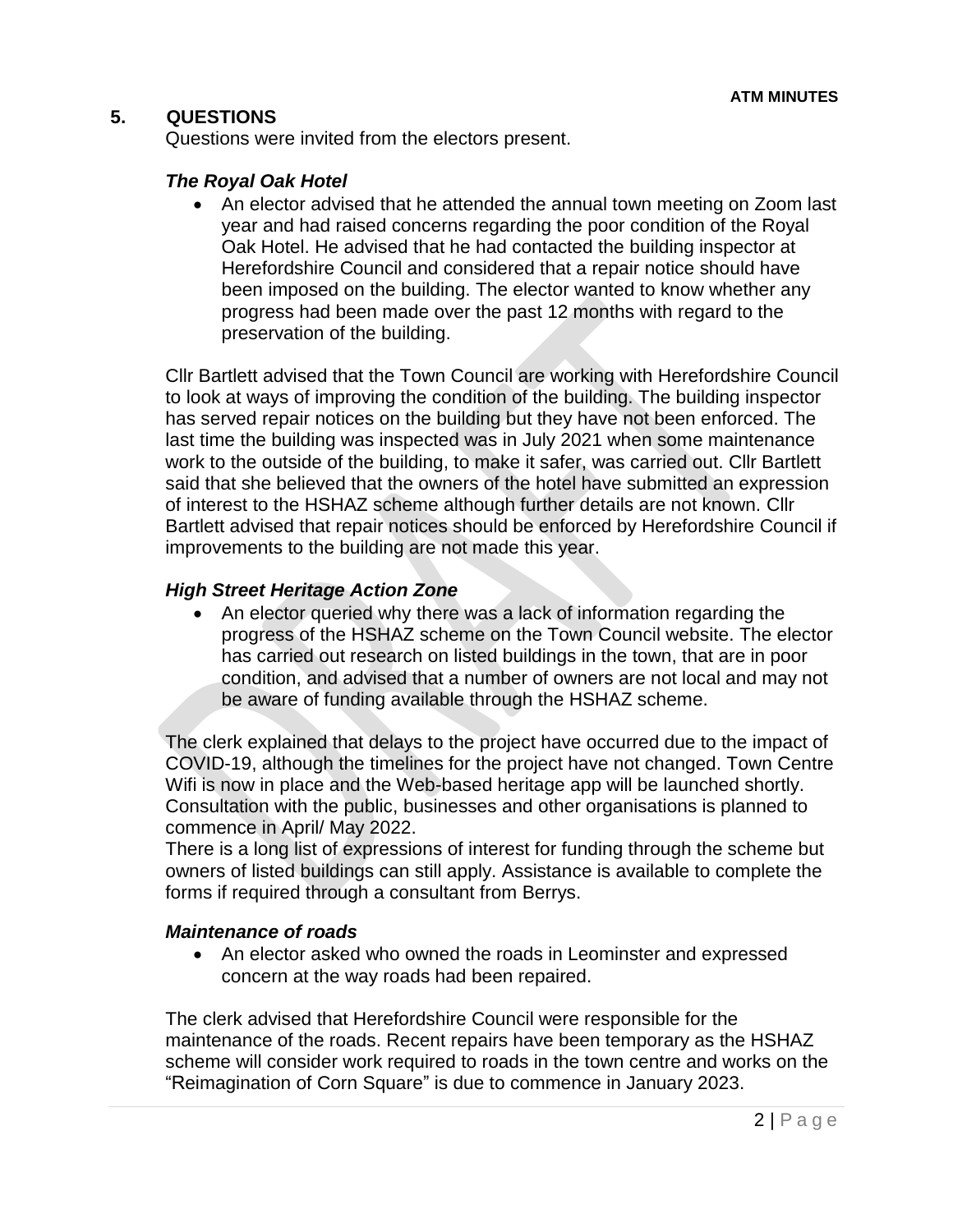## 5. QUESTIONS

Questions were invited from the electors present.

### *The Royal Oak Hotel*

- An elector advised that he attended the annual town meeting on Zoom last year and had raised concerns regarding the poor condition of the Royal Oak Hotel. He advised that he had contacted the building inspector at Herefordshire Council and considered that a repair notice should have been imposed on the building. The elector wanted to know whether any progress had been made over the past 12 months with regard to the preservation of the building.

Cllr Bartlett advised that the Town Council are working with Herefordshire Council to look at ways of improving the condition of the building. The building inspector has served repair notices on the building but they have not been enforced. The last time the building was inspected was in July 2021 when some maintenance work to the outside of the building, to make it safer, was carried out. Cllr Bartlett said that she believed that the owners of the hotel have submitted an expression of interest to the HSHAZ scheme although further details are not known. Cllr Bartlett advised that repair notices should be enforced by Herefordshire Council if improvements to the building are not made this year.

### *High Street Heritage Action Zone*

- An elector queried why there was a lack of information regarding the progress of the HSHAZ scheme on the Town Council website. The elector has carried out research on listed buildings in the town, that are in poor condition, and advised that a number of owners are not local and may not be aware of funding available through the HSHAZ scheme.

The clerk explained that delays to the project have occurred due to the impact of COVID-19, although the timelines for the project have not changed. Town Centre Wifi is now in place and the Web-based heritage app will be launched shortly. Consultation with the public, businesses and other organisations is planned to commence in April/ May 2022.
There is a long list of expressions of interest for funding through the scheme but owners of listed buildings can still apply. Assistance is available to complete the forms if required through a consultant from Berrys.

### *Maintenance of roads*

- An elector asked who owned the roads in Leominster and expressed concern at the way roads had been repaired.

The clerk advised that Herefordshire Council were responsible for the maintenance of the roads. Recent repairs have been temporary as the HSHAZ scheme will consider work required to roads in the town centre and works on the "Reimagination of Corn Square" is due to commence in January 2023.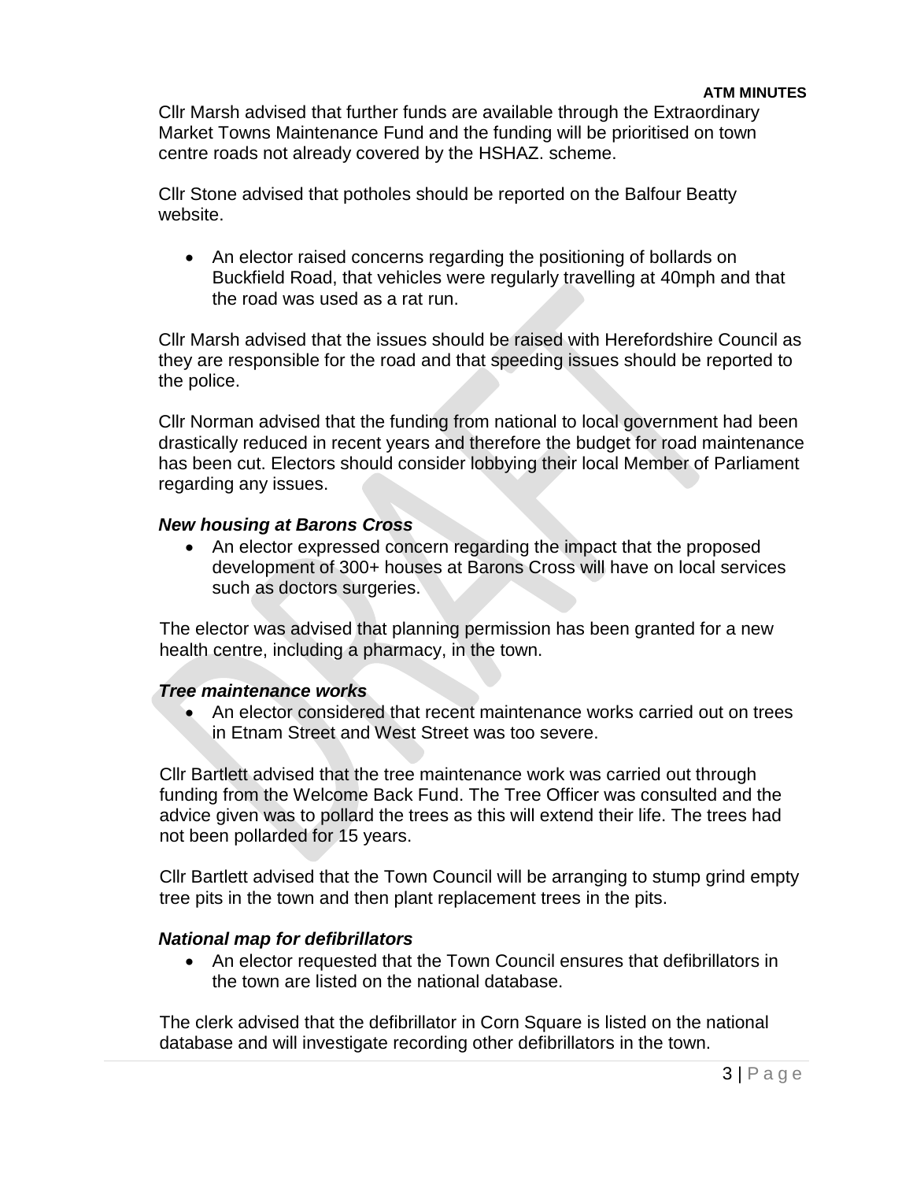Cllr Marsh advised that further funds are available through the Extraordinary Market Towns Maintenance Fund and the funding will be prioritised on town centre roads not already covered by the HSHAZ. scheme.

Cllr Stone advised that potholes should be reported on the Balfour Beatty website.

- An elector raised concerns regarding the positioning of bollards on Buckfield Road, that vehicles were regularly travelling at 40mph and that the road was used as a rat run.

Cllr Marsh advised that the issues should be raised with Herefordshire Council as they are responsible for the road and that speeding issues should be reported to the police.

Cllr Norman advised that the funding from national to local government had been drastically reduced in recent years and therefore the budget for road maintenance has been cut. Electors should consider lobbying their local Member of Parliament regarding any issues.

***New housing at Barons Cross***

- An elector expressed concern regarding the impact that the proposed development of 300+ houses at Barons Cross will have on local services such as doctors surgeries.

The elector was advised that planning permission has been granted for a new health centre, including a pharmacy, in the town.

***Tree maintenance works***

- An elector considered that recent maintenance works carried out on trees in Etnam Street and West Street was too severe.

Cllr Bartlett advised that the tree maintenance work was carried out through funding from the Welcome Back Fund. The Tree Officer was consulted and the advice given was to pollard the trees as this will extend their life. The trees had not been pollarded for 15 years.

Cllr Bartlett advised that the Town Council will be arranging to stump grind empty tree pits in the town and then plant replacement trees in the pits.

***National map for defibrillators***

- An elector requested that the Town Council ensures that defibrillators in the town are listed on the national database.

The clerk advised that the defibrillator in Corn Square is listed on the national database and will investigate recording other defibrillators in the town.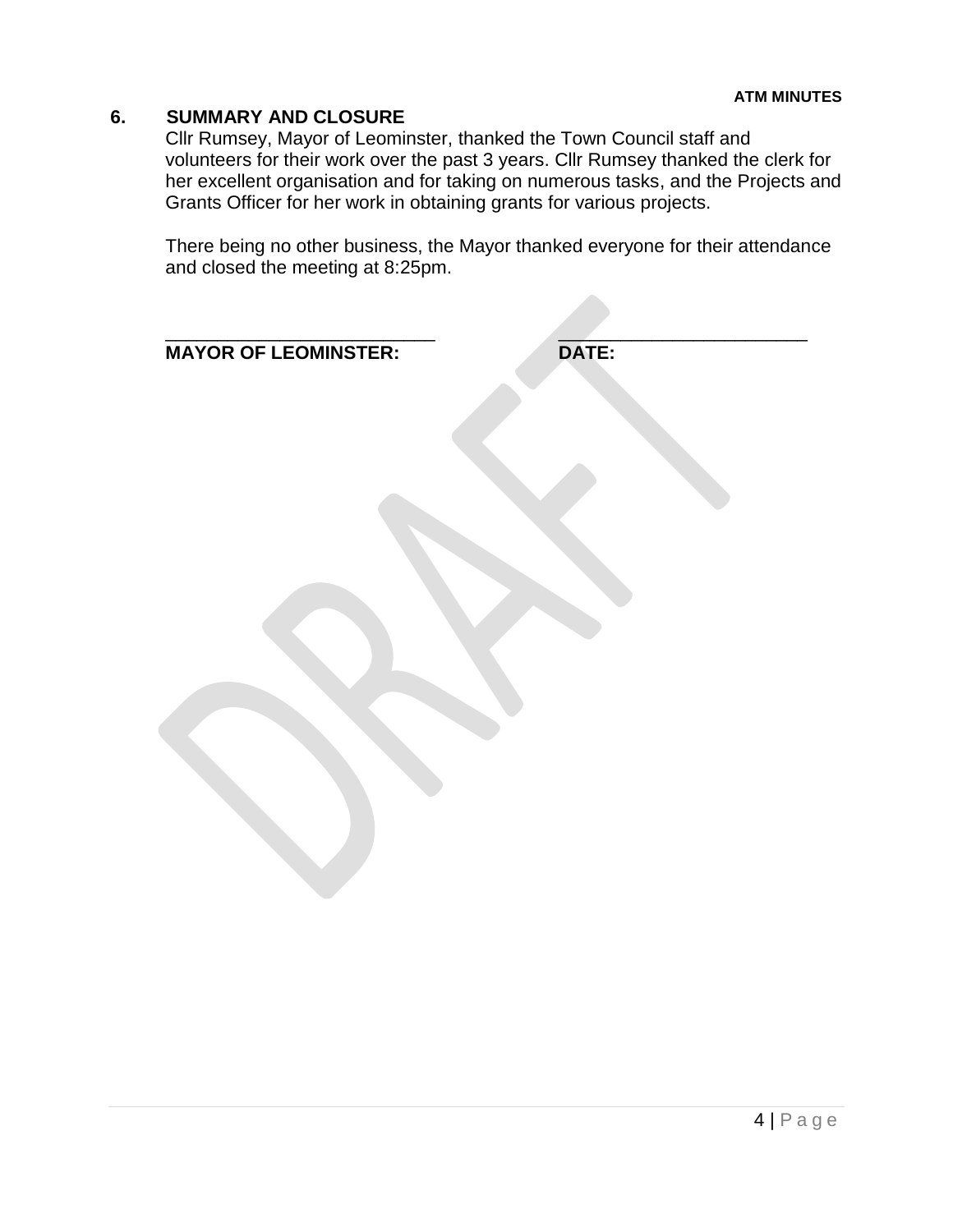## 6. SUMMARY AND CLOSURE

Cllr Rumsey, Mayor of Leominster, thanked the Town Council staff and volunteers for their work over the past 3 years. Cllr Rumsey thanked the clerk for her excellent organisation and for taking on numerous tasks, and the Projects and Grants Officer for her work in obtaining grants for various projects.

There being no other business, the Mayor thanked everyone for their attendance and closed the meeting at 8:25pm.

\_\_\_\_\_\_\_\_\_\_\_\_\_\_\_\_\_\_\_\_\_\_\_\_\_\_ \_\_\_\_\_\_\_\_\_\_\_\_\_\_\_\_\_\_\_\_\_\_\_\_\_\_

**MAYOR OF LEOMINSTER:** **DATE:**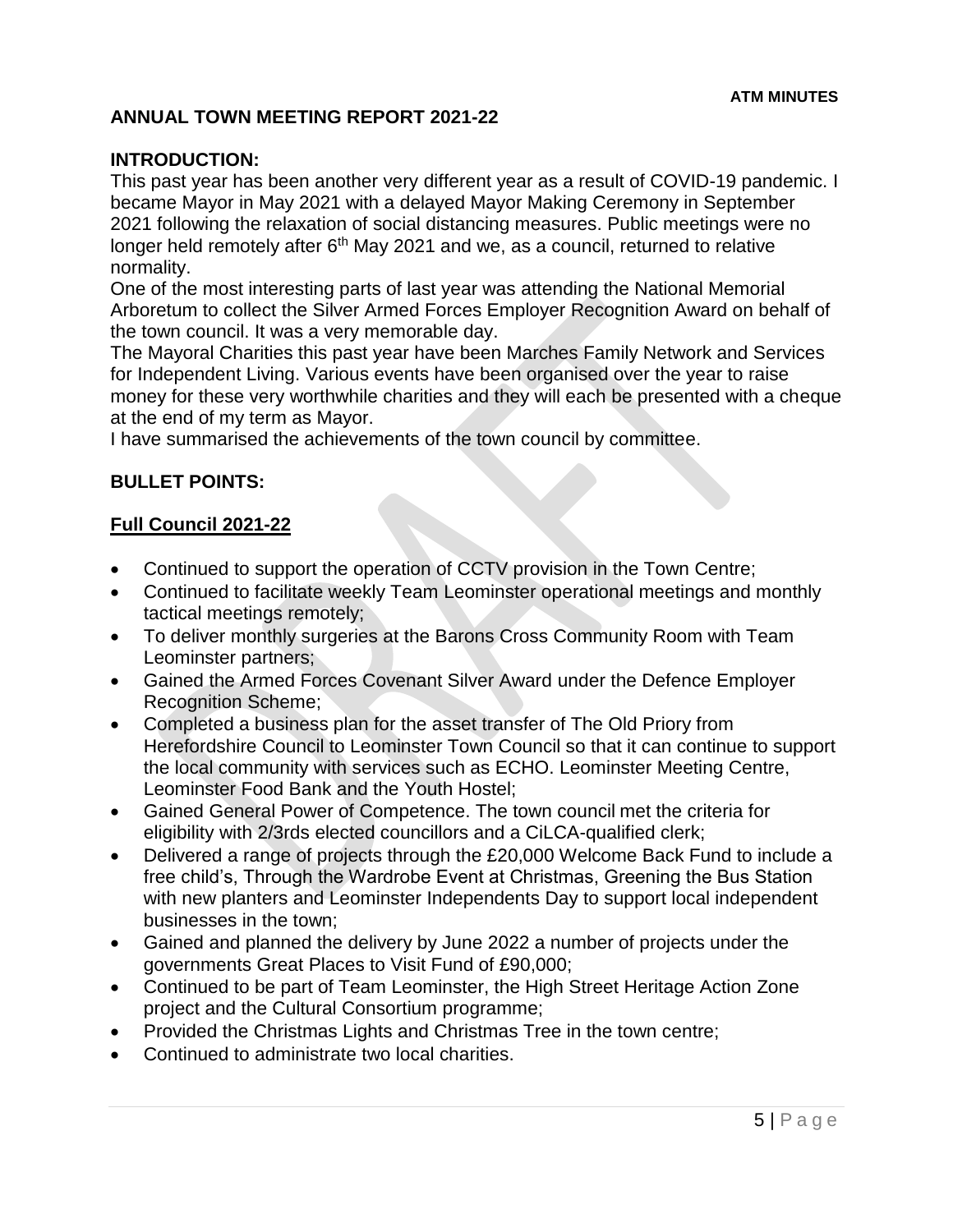**ATM MINUTES**

# ANNUAL TOWN MEETING REPORT 2021-22

## INTRODUCTION:

This past year has been another very different year as a result of COVID-19 pandemic. I became Mayor in May 2021 with a delayed Mayor Making Ceremony in September 2021 following the relaxation of social distancing measures. Public meetings were no longer held remotely after 6th May 2021 and we, as a council, returned to relative normality.

One of the most interesting parts of last year was attending the National Memorial Arboretum to collect the Silver Armed Forces Employer Recognition Award on behalf of the town council. It was a very memorable day.

The Mayoral Charities this past year have been Marches Family Network and Services for Independent Living. Various events have been organised over the year to raise money for these very worthwhile charities and they will each be presented with a cheque at the end of my term as Mayor.

I have summarised the achievements of the town council by committee.

## BULLET POINTS:

### Full Council 2021-22

- Continued to support the operation of CCTV provision in the Town Centre;
- Continued to facilitate weekly Team Leominster operational meetings and monthly tactical meetings remotely;
- To deliver monthly surgeries at the Barons Cross Community Room with Team Leominster partners;
- Gained the Armed Forces Covenant Silver Award under the Defence Employer Recognition Scheme;
- Completed a business plan for the asset transfer of The Old Priory from Herefordshire Council to Leominster Town Council so that it can continue to support the local community with services such as ECHO. Leominster Meeting Centre, Leominster Food Bank and the Youth Hostel;
- Gained General Power of Competence. The town council met the criteria for eligibility with 2/3rds elected councillors and a CiLCA-qualified clerk;
- Delivered a range of projects through the £20,000 Welcome Back Fund to include a free child's, Through the Wardrobe Event at Christmas, Greening the Bus Station with new planters and Leominster Independents Day to support local independent businesses in the town;
- Gained and planned the delivery by June 2022 a number of projects under the governments Great Places to Visit Fund of £90,000;
- Continued to be part of Team Leominster, the High Street Heritage Action Zone project and the Cultural Consortium programme;
- Provided the Christmas Lights and Christmas Tree in the town centre;
- Continued to administrate two local charities.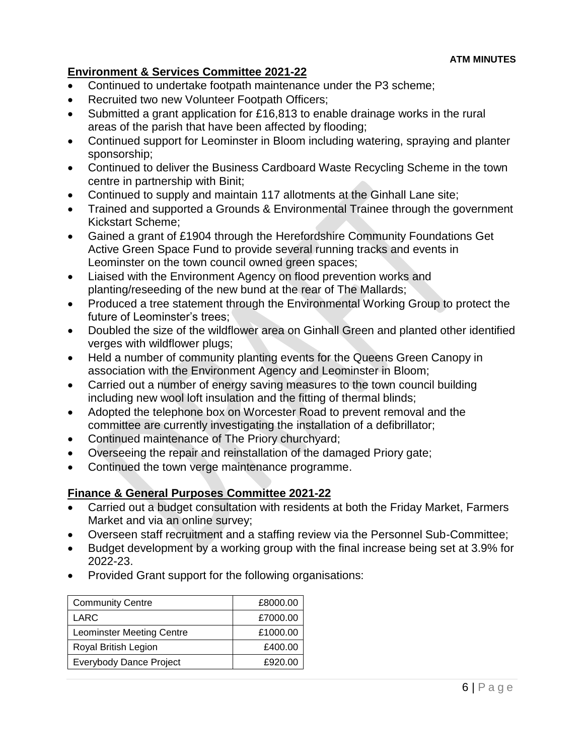## Environment & Services Committee 2021-22

- Continued to undertake footpath maintenance under the P3 scheme;
- Recruited two new Volunteer Footpath Officers;
- Submitted a grant application for £16,813 to enable drainage works in the rural areas of the parish that have been affected by flooding;
- Continued support for Leominster in Bloom including watering, spraying and planter sponsorship;
- Continued to deliver the Business Cardboard Waste Recycling Scheme in the town centre in partnership with Binit;
- Continued to supply and maintain 117 allotments at the Ginhall Lane site;
- Trained and supported a Grounds & Environmental Trainee through the government Kickstart Scheme;
- Gained a grant of £1904 through the Herefordshire Community Foundations Get Active Green Space Fund to provide several running tracks and events in Leominster on the town council owned green spaces;
- Liaised with the Environment Agency on flood prevention works and planting/reseeding of the new bund at the rear of The Mallards;
- Produced a tree statement through the Environmental Working Group to protect the future of Leominster's trees;
- Doubled the size of the wildflower area on Ginhall Green and planted other identified verges with wildflower plugs;
- Held a number of community planting events for the Queens Green Canopy in association with the Environment Agency and Leominster in Bloom;
- Carried out a number of energy saving measures to the town council building including new wool loft insulation and the fitting of thermal blinds;
- Adopted the telephone box on Worcester Road to prevent removal and the committee are currently investigating the installation of a defibrillator;
- Continued maintenance of The Priory churchyard;
- Overseeing the repair and reinstallation of the damaged Priory gate;
- Continued the town verge maintenance programme.

## Finance & General Purposes Committee 2021-22

- Carried out a budget consultation with residents at both the Friday Market, Farmers Market and via an online survey;
- Overseen staff recruitment and a staffing review via the Personnel Sub-Committee;
- Budget development by a working group with the final increase being set at 3.9% for 2022-23.
- Provided Grant support for the following organisations:

| | |
|---|---:|
| Community Centre | £8000.00 |
| LARC | £7000.00 |
| Leominster Meeting Centre | £1000.00 |
| Royal British Legion | £400.00 |
| Everybody Dance Project | £920.00 |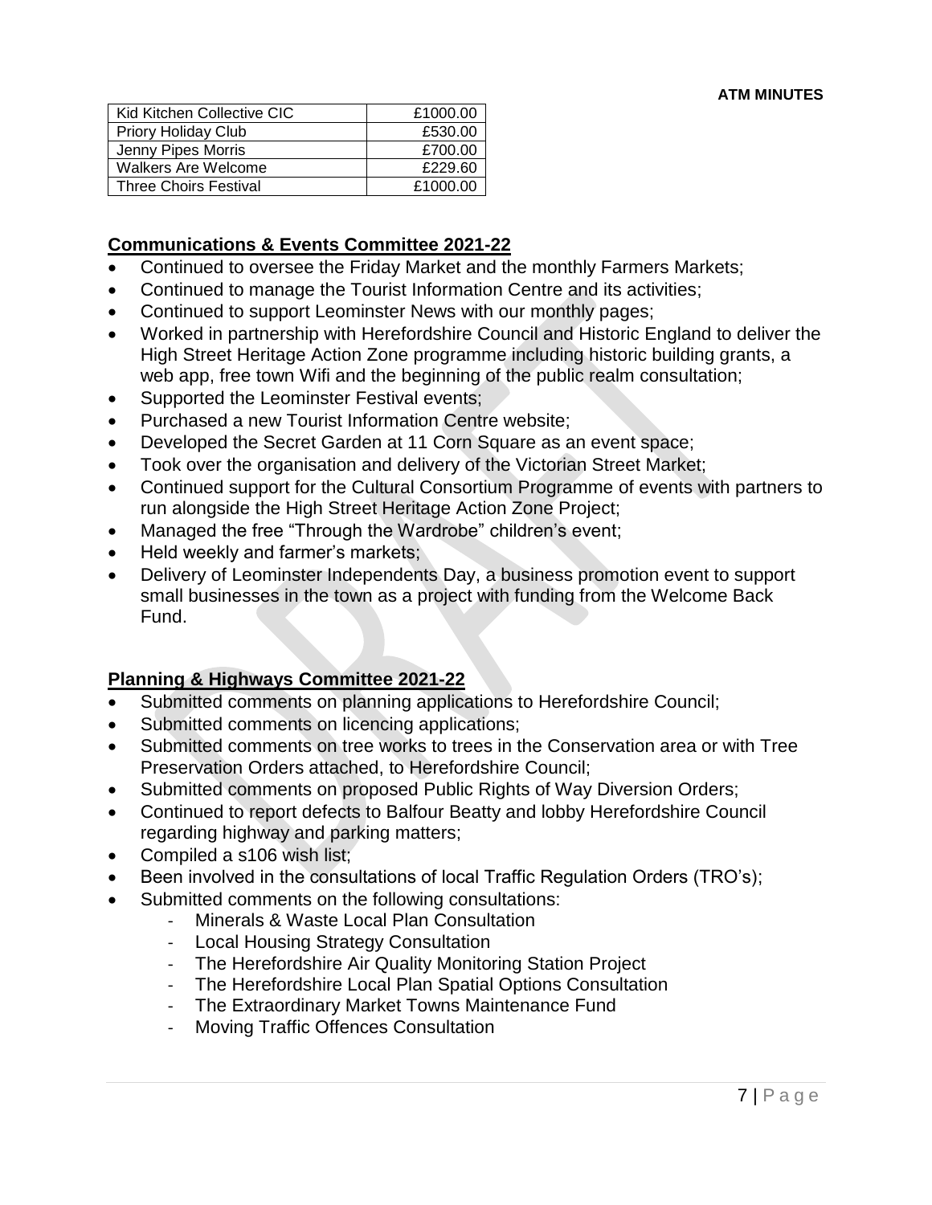| Kid Kitchen Collective CIC | £1000.00 |
|---|---|
| Priory Holiday Club | £530.00 |
| Jenny Pipes Morris | £700.00 |
| Walkers Are Welcome | £229.60 |
| Three Choirs Festival | £1000.00 |

## Communications & Events Committee 2021-22

- Continued to oversee the Friday Market and the monthly Farmers Markets;
- Continued to manage the Tourist Information Centre and its activities;
- Continued to support Leominster News with our monthly pages;
- Worked in partnership with Herefordshire Council and Historic England to deliver the High Street Heritage Action Zone programme including historic building grants, a web app, free town Wifi and the beginning of the public realm consultation;
- Supported the Leominster Festival events;
- Purchased a new Tourist Information Centre website;
- Developed the Secret Garden at 11 Corn Square as an event space;
- Took over the organisation and delivery of the Victorian Street Market;
- Continued support for the Cultural Consortium Programme of events with partners to run alongside the High Street Heritage Action Zone Project;
- Managed the free "Through the Wardrobe" children's event;
- Held weekly and farmer's markets;
- Delivery of Leominster Independents Day, a business promotion event to support small businesses in the town as a project with funding from the Welcome Back Fund.

## Planning & Highways Committee 2021-22

- Submitted comments on planning applications to Herefordshire Council;
- Submitted comments on licencing applications;
- Submitted comments on tree works to trees in the Conservation area or with Tree Preservation Orders attached, to Herefordshire Council;
- Submitted comments on proposed Public Rights of Way Diversion Orders;
- Continued to report defects to Balfour Beatty and lobby Herefordshire Council regarding highway and parking matters;
- Compiled a s106 wish list;
- Been involved in the consultations of local Traffic Regulation Orders (TRO's);
- Submitted comments on the following consultations:
  - Minerals & Waste Local Plan Consultation
  - Local Housing Strategy Consultation
  - The Herefordshire Air Quality Monitoring Station Project
  - The Herefordshire Local Plan Spatial Options Consultation
  - The Extraordinary Market Towns Maintenance Fund
  - Moving Traffic Offences Consultation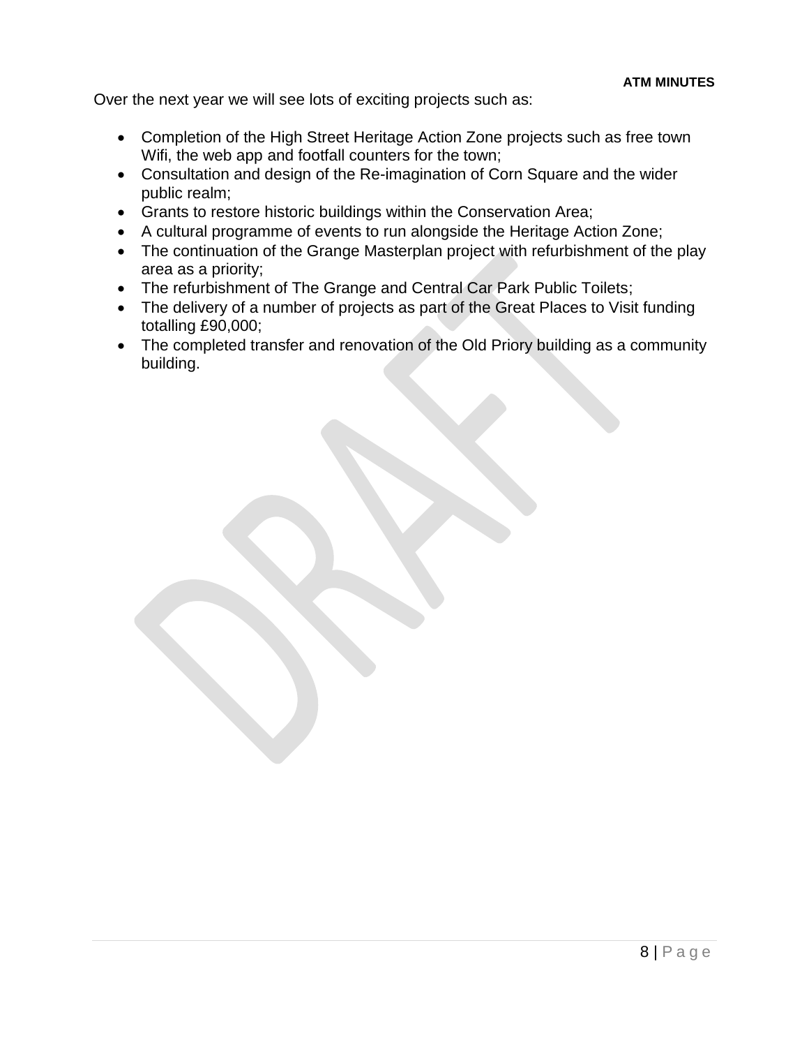Over the next year we will see lots of exciting projects such as:

- Completion of the High Street Heritage Action Zone projects such as free town Wifi, the web app and footfall counters for the town;
- Consultation and design of the Re-imagination of Corn Square and the wider public realm;
- Grants to restore historic buildings within the Conservation Area;
- A cultural programme of events to run alongside the Heritage Action Zone;
- The continuation of the Grange Masterplan project with refurbishment of the play area as a priority;
- The refurbishment of The Grange and Central Car Park Public Toilets;
- The delivery of a number of projects as part of the Great Places to Visit funding totalling £90,000;
- The completed transfer and renovation of the Old Priory building as a community building.